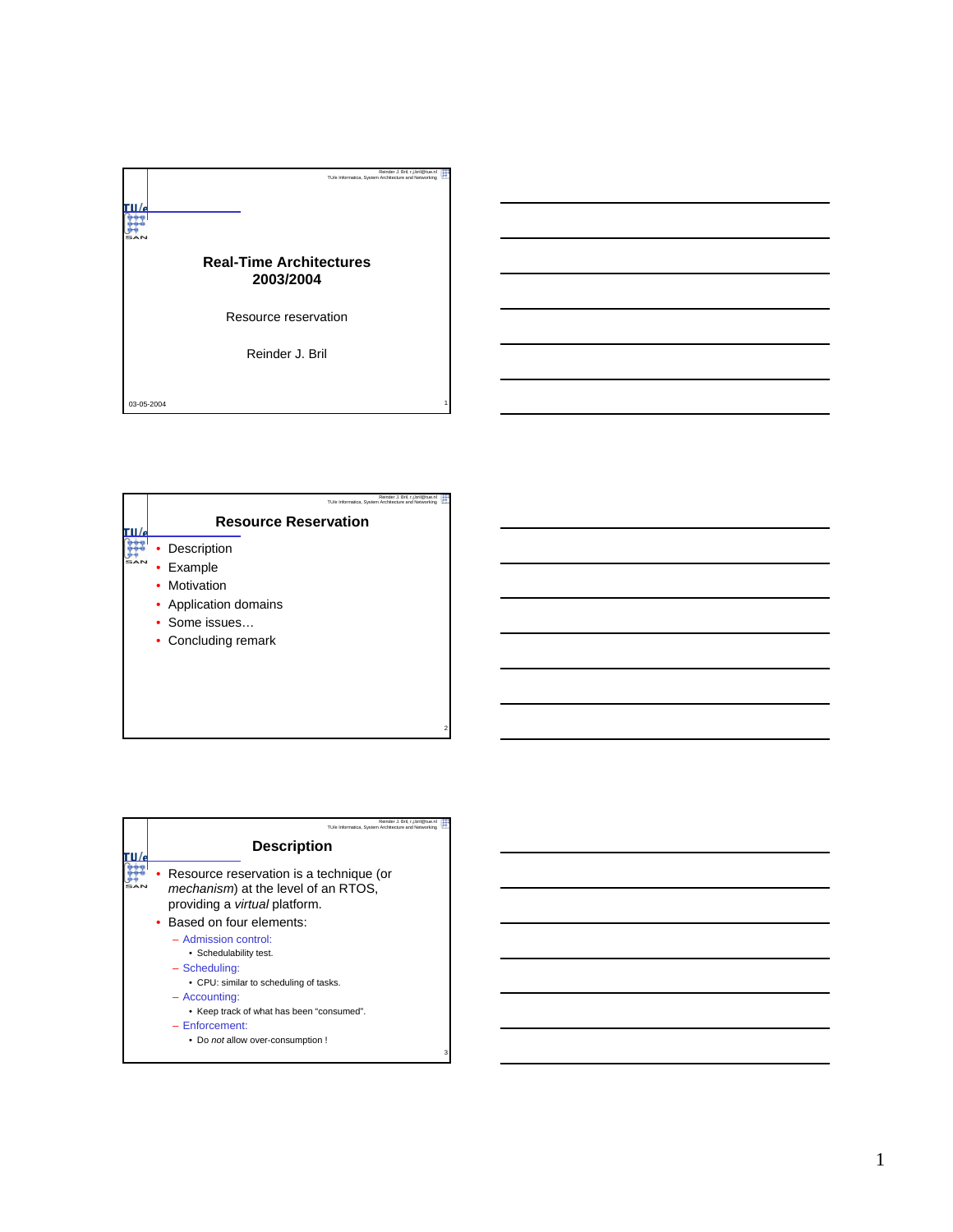# Real-Time Architectures 2003/2004

Resource reservation

Reinder J. Bril

03-05-2004

## Resource Reservation

- Description
- Example
- Motivation
- Application domains
- Some issues…
- Concluding remark

## Description

- Resource reservation is a technique (or *mechanism*) at the level of an RTOS, providing a *virtual* platform.
- Based on four elements:
  - Admission control:
    - Schedulability test.
  - Scheduling:
    - CPU: similar to scheduling of tasks.
  - Accounting:
    - Keep track of what has been "consumed".
  - Enforcement:
    - Do *not* allow over-consumption !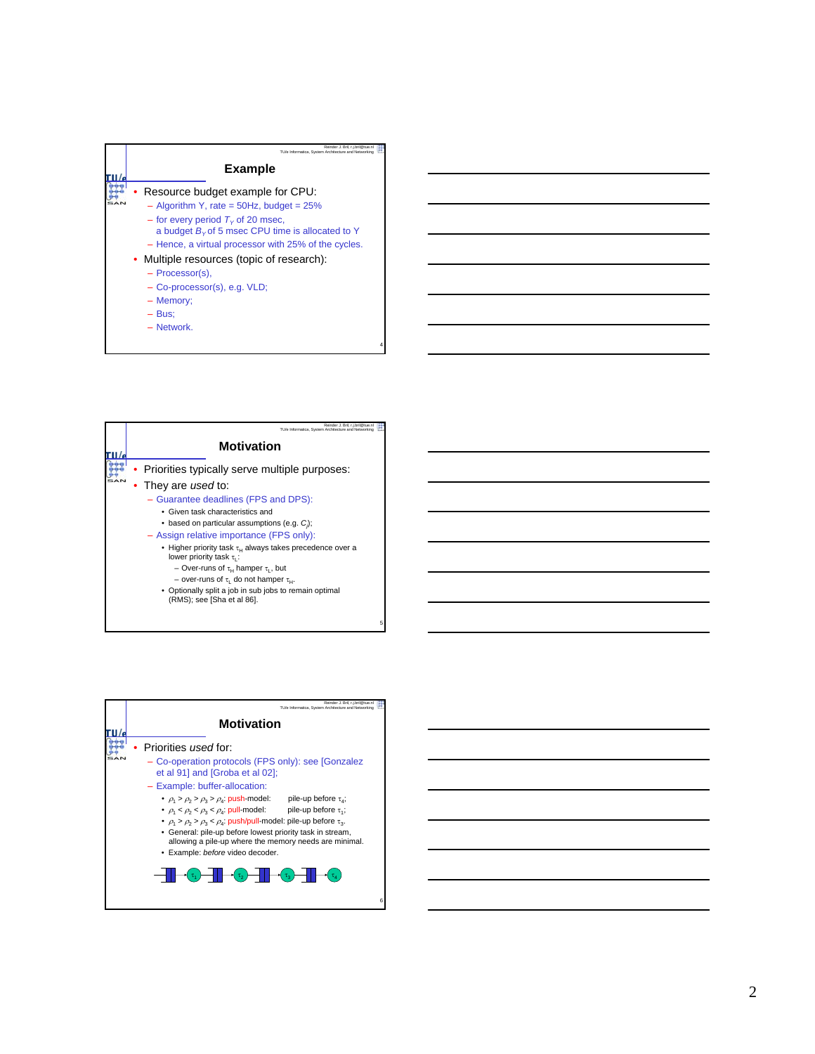## Example

- Resource budget example for CPU:
  - Algorithm Y, rate = 50Hz, budget = 25%
  - for every period $T_Y$ of 20 msec, a budget $B_Y$ of 5 msec CPU time is allocated to Y
  - Hence, a virtual processor with 25% of the cycles.
- Multiple resources (topic of research):
  - Processor(s),
  - Co-processor(s), e.g. VLD;
  - Memory;
  - Bus;
  - Network.

## Motivation

- Priorities typically serve multiple purposes:
- They are *used* to:
  - Guarantee deadlines (FPS and DPS):
    - Given task characteristics and
    - based on particular assumptions (e.g. $C_i$);
  - Assign relative importance (FPS only):
    - Higher priority task $\tau_H$ always takes precedence over a lower priority task $\tau_L$:
      - Over-runs of $\tau_H$ hamper $\tau_L$, but
      - over-runs of $\tau_L$ do not hamper $\tau_H$.
    - Optionally split a job in sub jobs to remain optimal (RMS); see [Sha et al 86].

## Motivation

- Priorities *used* for:
  - Co-operation protocols (FPS only): see [Gonzalez et al 91] and [Groba et al 02];
  - Example: buffer-allocation:
    - $\rho_1 > \rho_2 > \rho_3 > \rho_4$: push-model: pile-up before $\tau_4$;
    - $\rho_1 < \rho_2 < \rho_3 < \rho_4$: pull-model: pile-up before $\tau_1$;
    - $\rho_1 > \rho_2 > \rho_3 < \rho_4$: push/pull-model: pile-up before $\tau_3$.
    - General: pile-up before lowest priority task in stream, allowing a pile-up where the memory needs are minimal.
    - Example: *before* video decoder.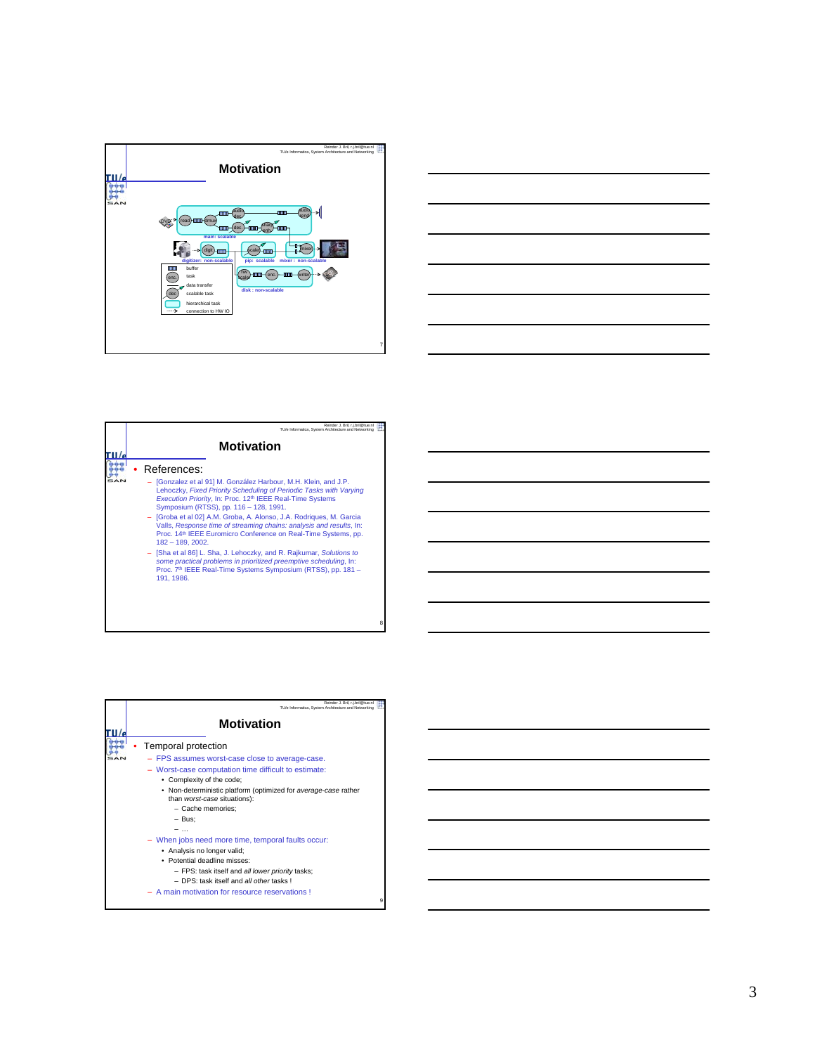## Motivation

main: scalable

digitizer: non-scalable

pip: scalable

mixer: non-scalable

disk: non-scalable

- buffer
- task
- data transfer
- scalable task
- hierarchical task
- connection to HW IO

## Motivation

- References:
  - [Gonzalez et al 91] M. González Harbour, M.H. Klein, and J.P. Lehoczky, *Fixed Priority Scheduling of Periodic Tasks with Varying Execution Priority*, In: Proc. 12th IEEE Real-Time Systems Symposium (RTSS), pp. 116 – 128, 1991.
  - [Groba et al 02] A.M. Groba, A. Alonso, J.A. Rodriques, M. Garcia Valls, *Response time of streaming chains: analysis and results*, In: Proc. 14th IEEE Euromicro Conference on Real-Time Systems, pp. 182 – 189, 2002.
  - [Sha et al 86] L. Sha, J. Lehoczky, and R. Rajkumar, *Solutions to some practical problems in prioritized preemptive scheduling*, In: Proc. 7th IEEE Real-Time Systems Symposium (RTSS), pp. 181 – 191, 1986.

## Motivation

- Temporal protection
  - FPS assumes worst-case close to average-case.
  - Worst-case computation time difficult to estimate:
    - Complexity of the code;
    - Non-deterministic platform (optimized for *average-case* rather than *worst-case* situations):
      - Cache memories;
      - Bus;
      - …
  - When jobs need more time, temporal faults occur:
    - Analysis no longer valid;
    - Potential deadline misses:
      - FPS: task itself and *all lower priority* tasks;
      - DPS: task itself and *all other* tasks !
  - A main motivation for resource reservations !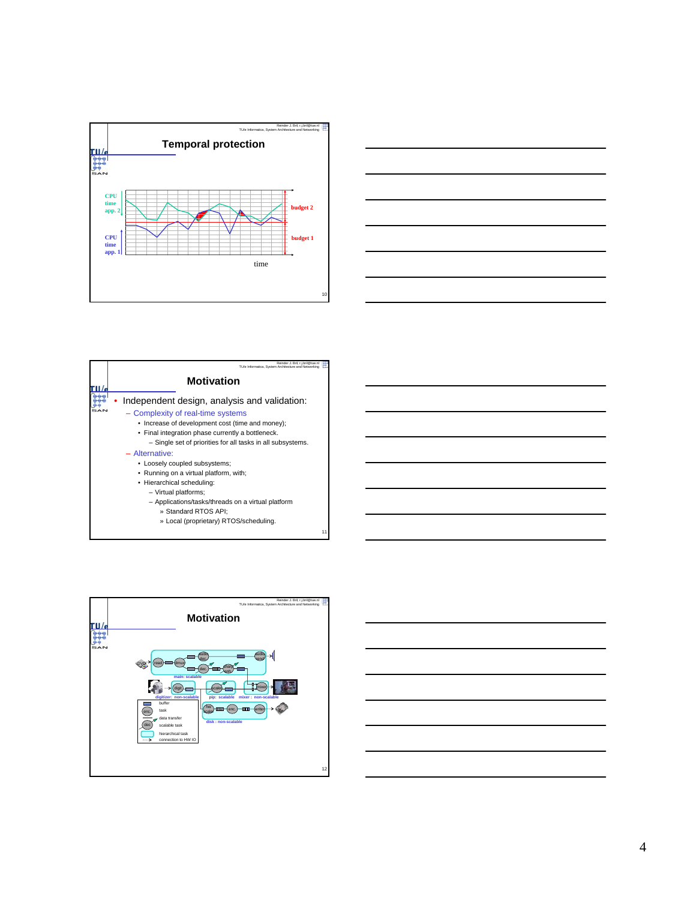## Temporal protection

CPU time app. 2

CPU time app. 1

budget 2

budget 1

time

## Motivation

- Independent design, analysis and validation:
  - Complexity of real-time systems
    - Increase of development cost (time and money);
    - Final integration phase currently a bottleneck.
      - Single set of priorities for all tasks in all subsystems.
  - Alternative:
    - Loosely coupled subsystems;
    - Running on a virtual platform, with;
    - Hierarchical scheduling:
      - Virtual platforms;
      - Applications/tasks/threads on a virtual platform
        - » Standard RTOS API;
        - » Local (proprietary) RTOS/scheduling.

## Motivation

main: scalable

digitizer: non-scalable

pip: scalable

mixer: non-scalable

disk: non-scalable

buffer

task

data transfer

scalable task

hierarchical task

connection to HW IO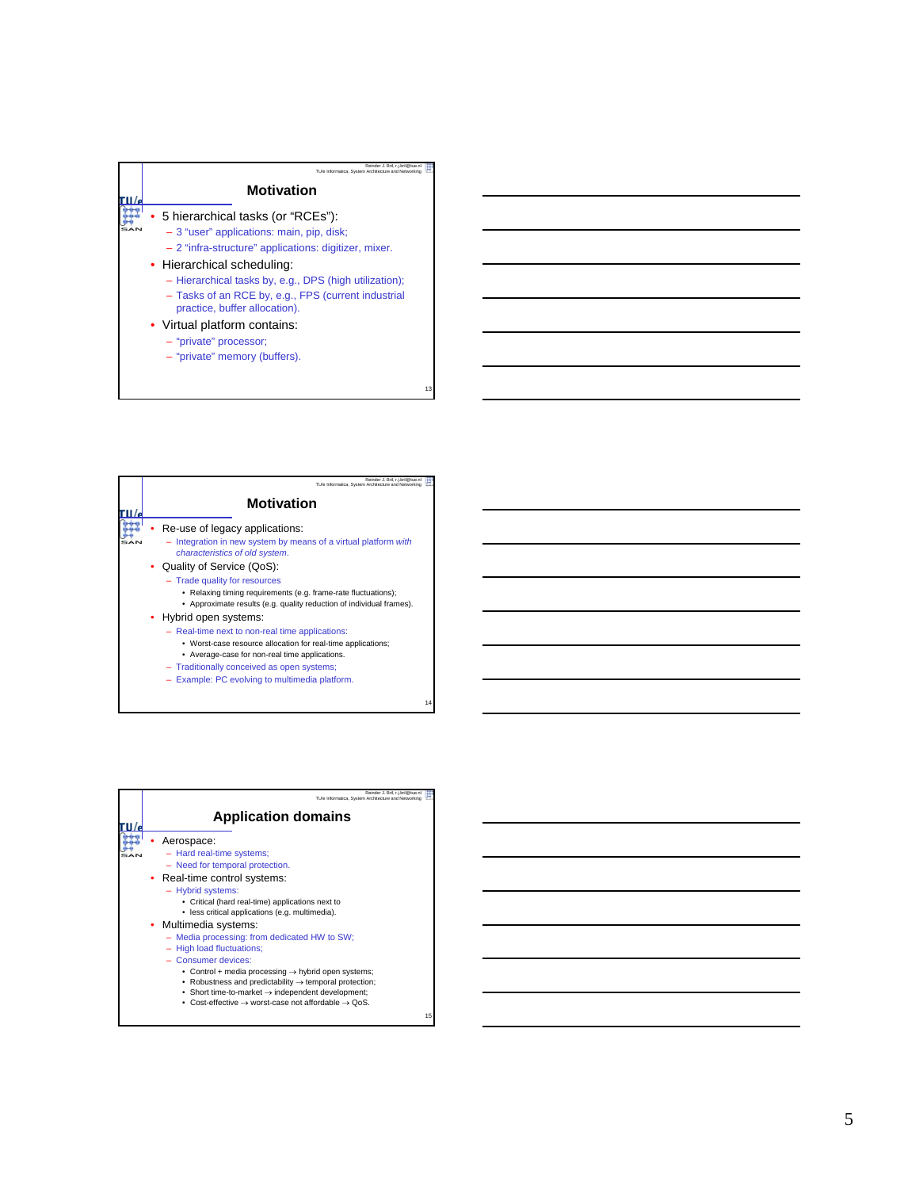## Motivation

- 5 hierarchical tasks (or "RCEs"):
  - 3 "user" applications: main, pip, disk;
  - 2 "infra-structure" applications: digitizer, mixer.
- Hierarchical scheduling:
  - Hierarchical tasks by, e.g., DPS (high utilization);
  - Tasks of an RCE by, e.g., FPS (current industrial practice, buffer allocation).
- Virtual platform contains:
  - "private" processor;
  - "private" memory (buffers).

## Motivation

- Re-use of legacy applications:
  - Integration in new system by means of a virtual platform *with characteristics of old system*.
- Quality of Service (QoS):
  - Trade quality for resources
    - Relaxing timing requirements (e.g. frame-rate fluctuations);
    - Approximate results (e.g. quality reduction of individual frames).
- Hybrid open systems:
  - Real-time next to non-real time applications:
    - Worst-case resource allocation for real-time applications;
    - Average-case for non-real time applications.
  - Traditionally conceived as open systems;
  - Example: PC evolving to multimedia platform.

## Application domains

- Aerospace:
  - Hard real-time systems;
  - Need for temporal protection.
- Real-time control systems:
  - Hybrid systems:
    - Critical (hard real-time) applications next to
    - less critical applications (e.g. multimedia).
- Multimedia systems:
  - Media processing: from dedicated HW to SW;
  - High load fluctuations;
  - Consumer devices:
    - Control + media processing → hybrid open systems;
    - Robustness and predictability → temporal protection;
    - Short time-to-market → independent development;
    - Cost-effective → worst-case not affordable → QoS.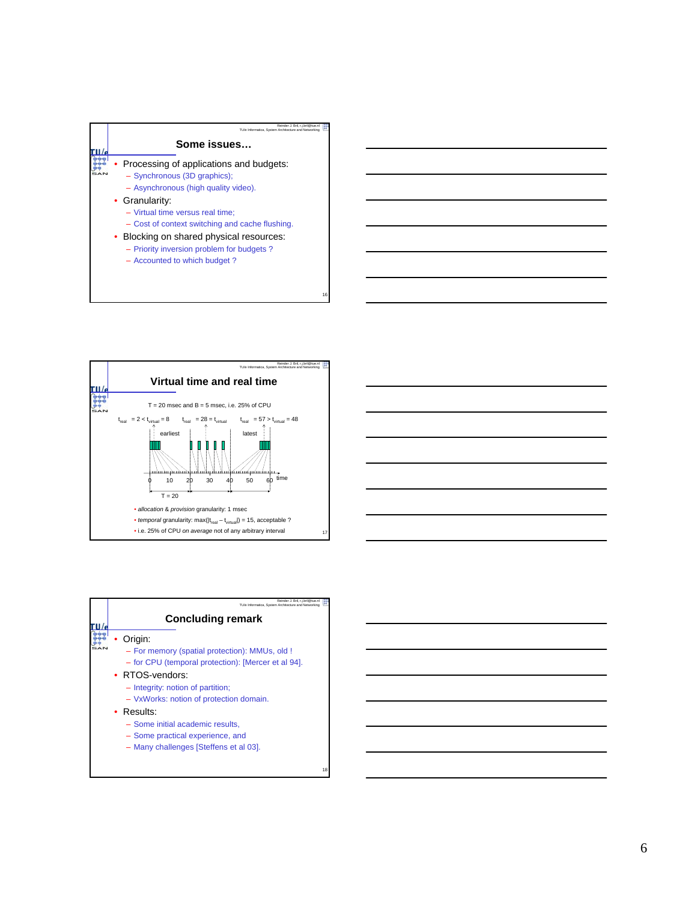## Some issues…

- Processing of applications and budgets:
  - Synchronous (3D graphics);
  - Asynchronous (high quality video).
- Granularity:
  - Virtual time versus real time;
  - Cost of context switching and cache flushing.
- Blocking on shared physical resources:
  - Priority inversion problem for budgets ?
  - Accounted to which budget ?

## Virtual time and real time

T = 20 msec and B = 5 msec, i.e. 25% of CPU

$t_{real} = 2 < t_{virtual} = 8$ $\quad t_{real} = 28 = t_{virtual}$ $\quad t_{real} = 57 > t_{virtual} = 48$

earliest — latest

0 10 20 30 40 50 60 time

T = 20

- *allocation* & *provision* granularity: 1 msec
- *temporal* granularity: $\max(|t_{real} - t_{virtual}|) = 15$, acceptable ?
- i.e. 25% of CPU *on average* not of any arbitrary interval

## Concluding remark

- Origin:
  - For memory (spatial protection): MMUs, old !
  - for CPU (temporal protection): [Mercer et al 94].
- RTOS-vendors:
  - Integrity: notion of partition;
  - VxWorks: notion of protection domain.
- Results:
  - Some initial academic results,
  - Some practical experience, and
  - Many challenges [Steffens et al 03].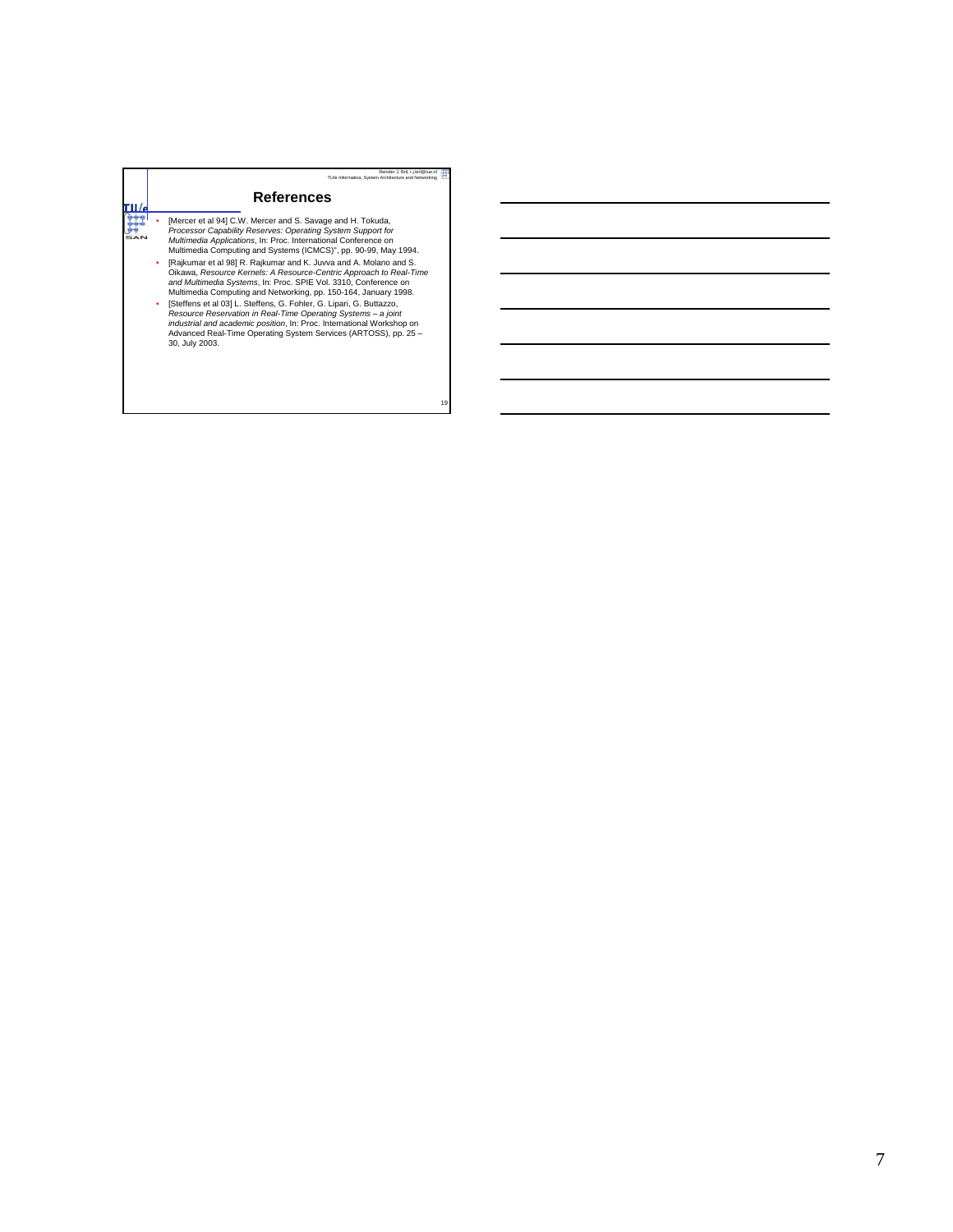## References

- [Mercer et al 94] C.W. Mercer and S. Savage and H. Tokuda, *Processor Capability Reserves: Operating System Support for Multimedia Applications*, In: Proc. International Conference on Multimedia Computing and Systems (ICMCS)", pp. 90-99, May 1994.
- [Rajkumar et al 98] R. Rajkumar and K. Juvva and A. Molano and S. Oikawa, *Resource Kernels: A Resource-Centric Approach to Real-Time and Multimedia Systems*, In: Proc. SPIE Vol. 3310, Conference on Multimedia Computing and Networking, pp. 150-164, January 1998.
- [Steffens et al 03] L. Steffens, G. Fohler, G. Lipari, G. Buttazzo, *Resource Reservation in Real-Time Operating Systems – a joint industrial and academic position*, In: Proc. International Workshop on Advanced Real-Time Operating System Services (ARTOSS), pp. 25 – 30, July 2003.